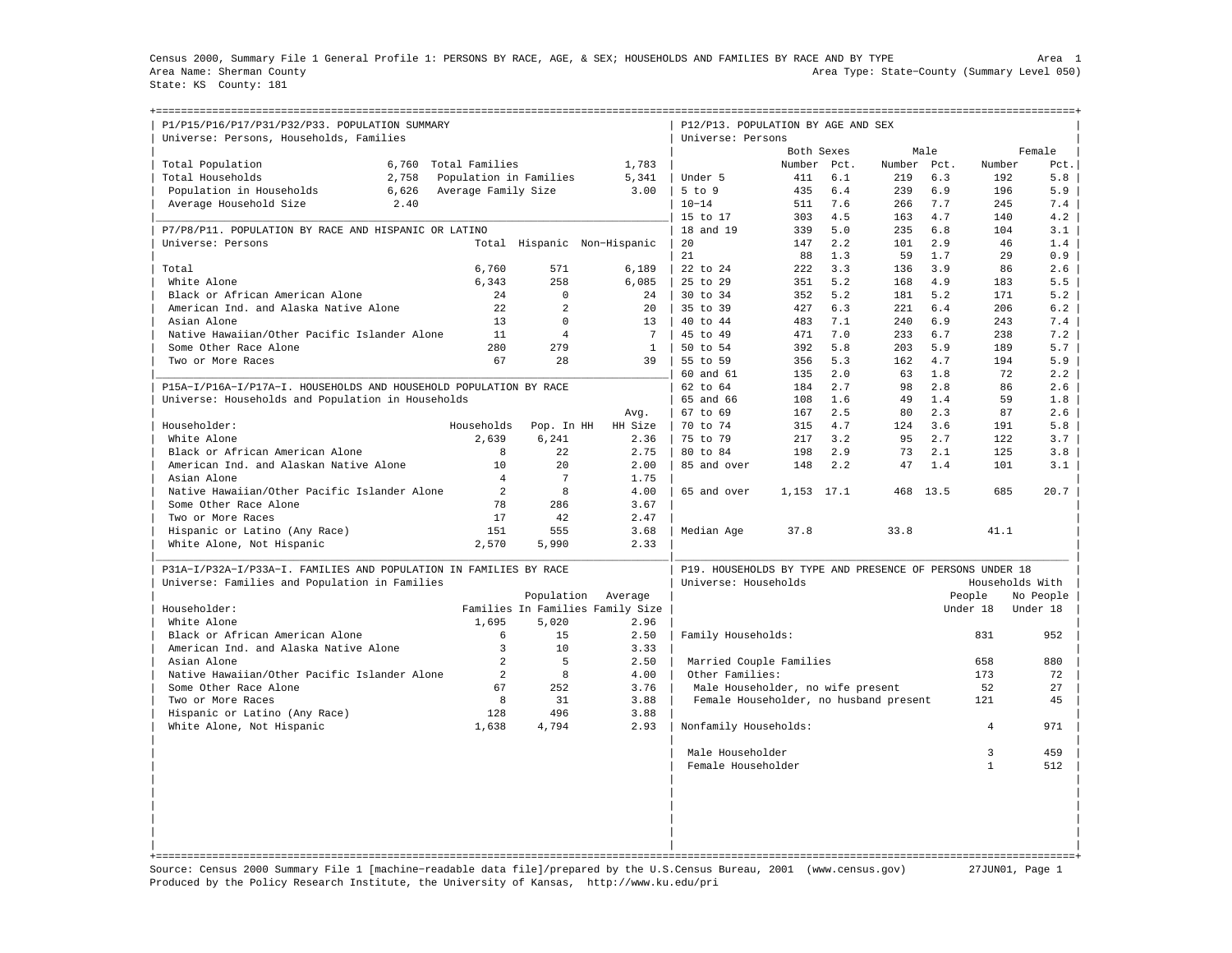Census 2000, Summary File 1 General Profile 1: PERSONS BY RACE, AGE, & SEX; HOUSEHOLDS AND FAMILIES BY RACE AND BY TYPE

Area 1

Area Name: Sherman County

Area Type: State-County (Summary Level 050)

State: KS County: 181

## P1/P15/P16/P17/P31/P32/P33. POPULATION SUMMARY

Universe: Persons, Households, Families

| | | | |
|---|---|---|---|
| Total Population | 6,760 | Total Families | 1,783 |
| Total Households | 2,758 | Population in Families | 5,341 |
| Population in Households | 6,626 | Average Family Size | 3.00 |
| Average Household Size | 2.40 | | |

## P7/P8/P11. POPULATION BY RACE AND HISPANIC OR LATINO

Universe: Persons

| | Total | Hispanic | Non-Hispanic |
|---|---|---|---|
| Total | 6,760 | 571 | 6,189 |
| White Alone | 6,343 | 258 | 6,085 |
| Black or African American Alone | 24 | 0 | 24 |
| American Ind. and Alaska Native Alone | 22 | 2 | 20 |
| Asian Alone | 13 | 0 | 13 |
| Native Hawaiian/Other Pacific Islander Alone | 11 | 4 | 7 |
| Some Other Race Alone | 280 | 279 | 1 |
| Two or More Races | 67 | 28 | 39 |

## P15A-I/P16A-I/P17A-I. HOUSEHOLDS AND HOUSEHOLD POPULATION BY RACE

Universe: Households and Population in Households

| Householder: | Households | Pop. In HH | Avg. HH Size |
|---|---|---|---|
| White Alone | 2,639 | 6,241 | 2.36 |
| Black or African American Alone | 8 | 22 | 2.75 |
| American Ind. and Alaskan Native Alone | 10 | 20 | 2.00 |
| Asian Alone | 4 | 7 | 1.75 |
| Native Hawaiian/Other Pacific Islander Alone | 2 | 8 | 4.00 |
| Some Other Race Alone | 78 | 286 | 3.67 |
| Two or More Races | 17 | 42 | 2.47 |
| Hispanic or Latino (Any Race) | 151 | 555 | 3.68 |
| White Alone, Not Hispanic | 2,570 | 5,990 | 2.33 |

## P31A-I/P32A-I/P33A-I. FAMILIES AND POPULATION IN FAMILIES BY RACE

Universe: Families and Population in Families

| Householder: | Families | Population In Families | Average Family Size |
|---|---|---|---|
| White Alone | 1,695 | 5,020 | 2.96 |
| Black or African American Alone | 6 | 15 | 2.50 |
| American Ind. and Alaska Native Alone | 3 | 10 | 3.33 |
| Asian Alone | 2 | 5 | 2.50 |
| Native Hawaiian/Other Pacific Islander Alone | 2 | 8 | 4.00 |
| Some Other Race Alone | 67 | 252 | 3.76 |
| Two or More Races | 8 | 31 | 3.88 |
| Hispanic or Latino (Any Race) | 128 | 496 | 3.88 |
| White Alone, Not Hispanic | 1,638 | 4,794 | 2.93 |

## P12/P13. POPULATION BY AGE AND SEX

Universe: Persons

| | Both Sexes | | Male | | Female | |
|---|---|---|---|---|---|---|
| | Number | Pct. | Number | Pct. | Number | Pct. |
| Under 5 | 411 | 6.1 | 219 | 6.3 | 192 | 5.8 |
| 5 to 9 | 435 | 6.4 | 239 | 6.9 | 196 | 5.9 |
| 10-14 | 511 | 7.6 | 266 | 7.7 | 245 | 7.4 |
| 15 to 17 | 303 | 4.5 | 163 | 4.7 | 140 | 4.2 |
| 18 and 19 | 339 | 5.0 | 235 | 6.8 | 104 | 3.1 |
| 20 | 147 | 2.2 | 101 | 2.9 | 46 | 1.4 |
| 21 | 88 | 1.3 | 59 | 1.7 | 29 | 0.9 |
| 22 to 24 | 222 | 3.3 | 136 | 3.9 | 86 | 2.6 |
| 25 to 29 | 351 | 5.2 | 168 | 4.9 | 183 | 5.5 |
| 30 to 34 | 352 | 5.2 | 181 | 5.2 | 171 | 5.2 |
| 35 to 39 | 427 | 6.3 | 221 | 6.4 | 206 | 6.2 |
| 40 to 44 | 483 | 7.1 | 240 | 6.9 | 243 | 7.4 |
| 45 to 49 | 471 | 7.0 | 233 | 6.7 | 238 | 7.2 |
| 50 to 54 | 392 | 5.8 | 203 | 5.9 | 189 | 5.7 |
| 55 to 59 | 356 | 5.3 | 162 | 4.7 | 194 | 5.9 |
| 60 and 61 | 135 | 2.0 | 63 | 1.8 | 72 | 2.2 |
| 62 to 64 | 184 | 2.7 | 98 | 2.8 | 86 | 2.6 |
| 65 and 66 | 108 | 1.6 | 49 | 1.4 | 59 | 1.8 |
| 67 to 69 | 167 | 2.5 | 80 | 2.3 | 87 | 2.6 |
| 70 to 74 | 315 | 4.7 | 124 | 3.6 | 191 | 5.8 |
| 75 to 79 | 217 | 3.2 | 95 | 2.7 | 122 | 3.7 |
| 80 to 84 | 198 | 2.9 | 73 | 2.1 | 125 | 3.8 |
| 85 and over | 148 | 2.2 | 47 | 1.4 | 101 | 3.1 |
| 65 and over | 1,153 | 17.1 | 468 | 13.5 | 685 | 20.7 |
| Median Age | 37.8 | | 33.8 | | 41.1 | |

## P19. HOUSEHOLDS BY TYPE AND PRESENCE OF PERSONS UNDER 18

Universe: Households

| | Households With People Under 18 | Households With No People Under 18 |
|---|---|---|
| Family Households: | 831 | 952 |
| Married Couple Families | 658 | 880 |
| Other Families: | 173 | 72 |
| Male Householder, no wife present | 52 | 27 |
| Female Householder, no husband present | 121 | 45 |
| Nonfamily Households: | 4 | 971 |
| Male Householder | 3 | 459 |
| Female Householder | 1 | 512 |

Source: Census 2000 Summary File 1 [machine-readable data file]/prepared by the U.S.Census Bureau, 2001 (www.census.gov) 27JUN01, Page 1

Produced by the Policy Research Institute, the University of Kansas, http://www.ku.edu/pri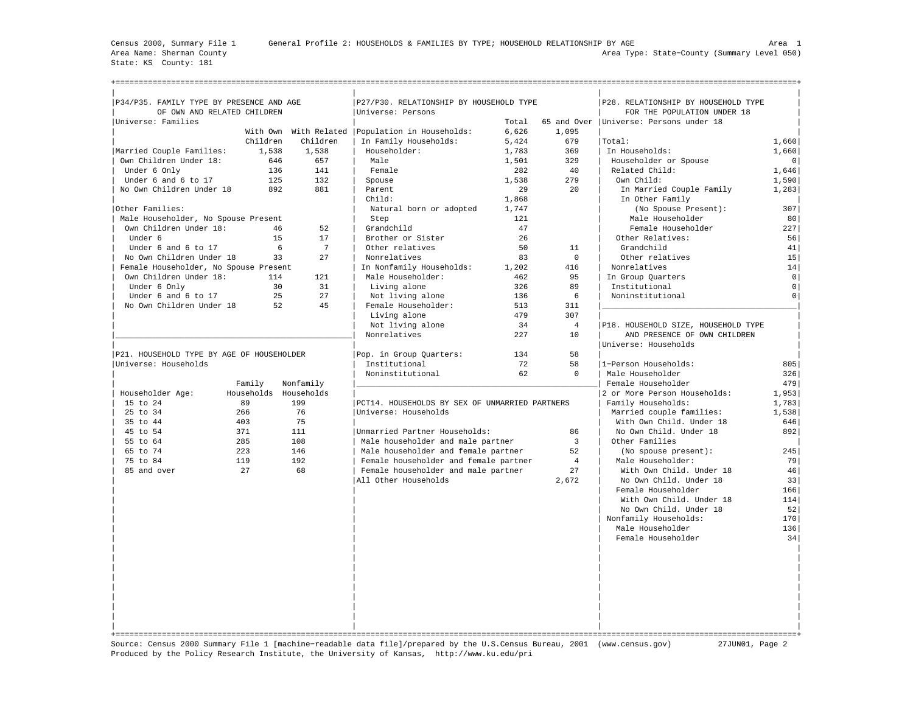Census 2000, Summary File 1 General Profile 2: HOUSEHOLDS & FAMILIES BY TYPE; HOUSEHOLD RELATIONSHIP BY AGE

Area Name: Sherman County

State: KS County: 181

Area Type: State-County (Summary Level 050)

## P34/P35. FAMILY TYPE BY PRESENCE AND AGE OF OWN AND RELATED CHILDREN

Universe: Families

| | With Own Children | With Related Children |
|---|---|---|
| Married Couple Families: | 1,538 | 1,538 |
| Own Children Under 18: | 646 | 657 |
| Under 6 Only | 136 | 141 |
| Under 6 and 6 to 17 | 125 | 132 |
| No Own Children Under 18 | 892 | 881 |
| Other Families: | | |
| Male Householder, No Spouse Present | | |
| Own Children Under 18: | 46 | 52 |
| Under 6 | 15 | 17 |
| Under 6 and 6 to 17 | 6 | 7 |
| No Own Children Under 18 | 33 | 27 |
| Female Householder, No Spouse Present | | |
| Own Children Under 18: | 114 | 121 |
| Under 6 Only | 30 | 31 |
| Under 6 and 6 to 17 | 25 | 27 |
| No Own Children Under 18 | 52 | 45 |

## P21. HOUSEHOLD TYPE BY AGE OF HOUSEHOLDER

Universe: Households

| Householder Age: | Family Households | Nonfamily Households |
|---|---|---|
| 15 to 24 | 89 | 199 |
| 25 to 34 | 266 | 76 |
| 35 to 44 | 403 | 75 |
| 45 to 54 | 371 | 111 |
| 55 to 64 | 285 | 108 |
| 65 to 74 | 223 | 146 |
| 75 to 84 | 119 | 192 |
| 85 and over | 27 | 68 |

## P27/P30. RELATIONSHIP BY HOUSEHOLD TYPE

Universe: Persons

| | Total | 65 and Over |
|---|---|---|
| Population in Households: | 6,626 | 1,095 |
| In Family Households: | 5,424 | 679 |
| Householder: | 1,783 | 369 |
| Male | 1,501 | 329 |
| Female | 282 | 40 |
| Spouse | 1,538 | 279 |
| Parent | 29 | 20 |
| Child: | 1,868 | |
| Natural born or adopted | 1,747 | |
| Step | 121 | |
| Grandchild | 47 | |
| Brother or Sister | 26 | |
| Other relatives | 50 | 11 |
| Nonrelatives | 83 | 0 |
| In Nonfamily Households: | 1,202 | 416 |
| Male Householder: | 462 | 95 |
| Living alone | 326 | 89 |
| Not living alone | 136 | 6 |
| Female Householder: | 513 | 311 |
| Living alone | 479 | 307 |
| Not living alone | 34 | 4 |
| Nonrelatives | 227 | 10 |
| Pop. in Group Quarters: | 134 | 58 |
| Institutional | 72 | 58 |
| Noninstitutional | 62 | 0 |

## PCT14. HOUSEHOLDS BY SEX OF UNMARRIED PARTNERS

Universe: Households

| | |
|---|---|
| Unmarried Partner Households: | 86 |
| Male householder and male partner | 3 |
| Male householder and female partner | 52 |
| Female householder and female partner | 4 |
| Female householder and male partner | 27 |
| All Other Households | 2,672 |

## P28. RELATIONSHIP BY HOUSEHOLD TYPE FOR THE POPULATION UNDER 18

Universe: Persons under 18

| | |
|---|---|
| Total: | 1,660 |
| In Households: | 1,660 |
| Householder or Spouse | 0 |
| Related Child: | 1,646 |
| Own Child: | 1,590 |
| In Married Couple Family | 1,283 |
| In Other Family (No Spouse Present): | 307 |
| Male Householder | 80 |
| Female Householder | 227 |
| Other Relatives: | 56 |
| Grandchild | 41 |
| Other relatives | 15 |
| Nonrelatives | 14 |
| In Group Quarters | 0 |
| Institutional | 0 |
| Noninstitutional | 0 |

## P18. HOUSEHOLD SIZE, HOUSEHOLD TYPE AND PRESENCE OF OWN CHILDREN

Universe: Households

| | |
|---|---|
| 1-Person Households: | 805 |
| Male Householder | 326 |
| Female Householder | 479 |
| 2 or More Person Households: | 1,953 |
| Family Households: | 1,783 |
| Married couple families: | 1,538 |
| With Own Child. Under 18 | 646 |
| No Own Child. Under 18 | 892 |
| Other Families (No spouse present): | 245 |
| Male Householder: | 79 |
| With Own Child. Under 18 | 46 |
| No Own Child. Under 18 | 33 |
| Female Householder | 166 |
| With Own Child. Under 18 | 114 |
| No Own Child. Under 18 | 52 |
| Nonfamily Households: | 170 |
| Male Householder | 136 |
| Female Householder | 34 |

Source: Census 2000 Summary File 1 [machine-readable data file]/prepared by the U.S.Census Bureau, 2001 (www.census.gov) 27JUN01

Produced by the Policy Research Institute, the University of Kansas, http://www.ku.edu/pri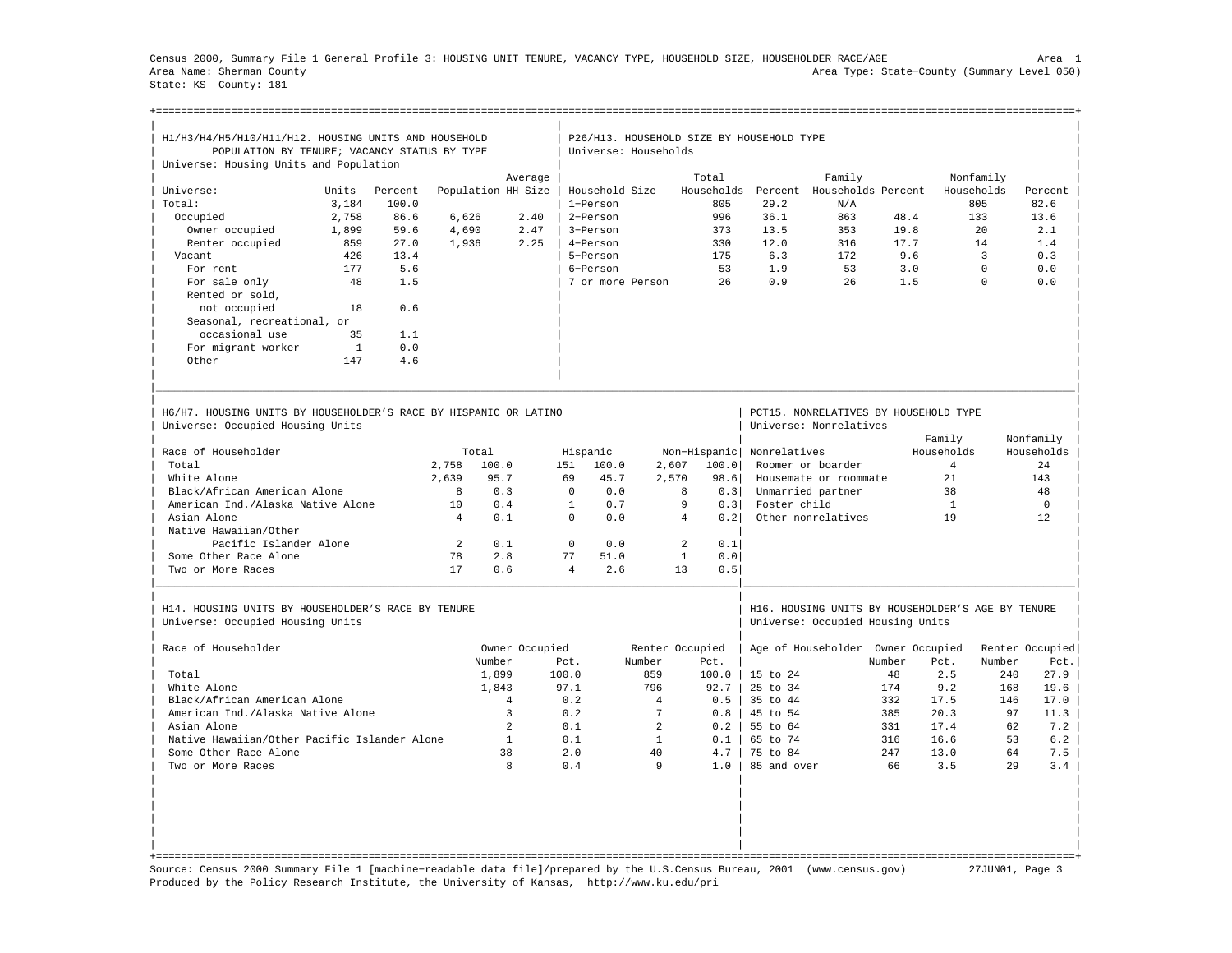Census 2000, Summary File 1 General Profile 3: HOUSING UNIT TENURE, VACANCY TYPE, HOUSEHOLD SIZE, HOUSEHOLDER RACE/AGE

Area 1

Area Name: Sherman County

Area Type: State-County (Summary Level 050)

State: KS County: 181

## H1/H3/H4/H5/H10/H11/H12. HOUSING UNITS AND HOUSEHOLD POPULATION BY TENURE; VACANCY STATUS BY TYPE

Universe: Housing Units and Population

| Universe: | Units | Percent | Population | Average HH Size |
|---|---|---|---|---|
| Total: | 3,184 | 100.0 | | |
| Occupied | 2,758 | 86.6 | 6,626 | 2.40 |
| Owner occupied | 1,899 | 59.6 | 4,690 | 2.47 |
| Renter occupied | 859 | 27.0 | 1,936 | 2.25 |
| Vacant | 426 | 13.4 | | |
| For rent | 177 | 5.6 | | |
| For sale only | 48 | 1.5 | | |
| Rented or sold, not occupied | 18 | 0.6 | | |
| Seasonal, recreational, or occasional use | 35 | 1.1 | | |
| For migrant worker | 1 | 0.0 | | |
| Other | 147 | 4.6 | | |

## P26/H13. HOUSEHOLD SIZE BY HOUSEHOLD TYPE

Universe: Households

| Household Size | Total Households | Percent | Family Households | Percent | Nonfamily Households | Percent |
|---|---|---|---|---|---|---|
| 1-Person | 805 | 29.2 | N/A | | 805 | 82.6 |
| 2-Person | 996 | 36.1 | 863 | 48.4 | 133 | 13.6 |
| 3-Person | 373 | 13.5 | 353 | 19.8 | 20 | 2.1 |
| 4-Person | 330 | 12.0 | 316 | 17.7 | 14 | 1.4 |
| 5-Person | 175 | 6.3 | 172 | 9.6 | 3 | 0.3 |
| 6-Person | 53 | 1.9 | 53 | 3.0 | 0 | 0.0 |
| 7 or more Person | 26 | 0.9 | 26 | 1.5 | 0 | 0.0 |

## H6/H7. HOUSING UNITS BY HOUSEHOLDER'S RACE BY HISPANIC OR LATINO

Universe: Occupied Housing Units

| Race of Householder | Total | | Hispanic | | Non-Hispanic | |
|---|---|---|---|---|---|---|
| Total | 2,758 | 100.0 | 151 | 100.0 | 2,607 | 100.0 |
| White Alone | 2,639 | 95.7 | 69 | 45.7 | 2,570 | 98.6 |
| Black/African American Alone | 8 | 0.3 | 0 | 0.0 | 8 | 0.3 |
| American Ind./Alaska Native Alone | 10 | 0.4 | 1 | 0.7 | 9 | 0.3 |
| Asian Alone | 4 | 0.1 | 0 | 0.0 | 4 | 0.2 |
| Native Hawaiian/Other Pacific Islander Alone | 2 | 0.1 | 0 | 0.0 | 2 | 0.1 |
| Some Other Race Alone | 78 | 2.8 | 77 | 51.0 | 1 | 0.0 |
| Two or More Races | 17 | 0.6 | 4 | 2.6 | 13 | 0.5 |

## PCT15. NONRELATIVES BY HOUSEHOLD TYPE

Universe: Nonrelatives

| Nonrelatives | Family Households | Nonfamily Households |
|---|---|---|
| Roomer or boarder | 4 | 24 |
| Housemate or roommate | 21 | 143 |
| Unmarried partner | 38 | 48 |
| Foster child | 1 | 0 |
| Other nonrelatives | 19 | 12 |

## H14. HOUSING UNITS BY HOUSEHOLDER'S RACE BY TENURE

Universe: Occupied Housing Units

| Race of Householder | Owner Occupied Number | Owner Occupied Pct. | Renter Occupied Number | Renter Occupied Pct. |
|---|---|---|---|---|
| Total | 1,899 | 100.0 | 859 | 100.0 |
| White Alone | 1,843 | 97.1 | 796 | 92.7 |
| Black/African American Alone | 4 | 0.2 | 4 | 0.5 |
| American Ind./Alaska Native Alone | 3 | 0.2 | 7 | 0.8 |
| Asian Alone | 2 | 0.1 | 2 | 0.2 |
| Native Hawaiian/Other Pacific Islander Alone | 1 | 0.1 | 1 | 0.1 |
| Some Other Race Alone | 38 | 2.0 | 40 | 4.7 |
| Two or More Races | 8 | 0.4 | 9 | 1.0 |

## H16. HOUSING UNITS BY HOUSEHOLDER'S AGE BY TENURE

Universe: Occupied Housing Units

| Age of Householder | Owner Occupied Number | Owner Occupied Pct. | Renter Occupied Number | Renter Occupied Pct. |
|---|---|---|---|---|
| 15 to 24 | 48 | 2.5 | 240 | 27.9 |
| 25 to 34 | 174 | 9.2 | 168 | 19.6 |
| 35 to 44 | 332 | 17.5 | 146 | 17.0 |
| 45 to 54 | 385 | 20.3 | 97 | 11.3 |
| 55 to 64 | 331 | 17.4 | 62 | 7.2 |
| 65 to 74 | 316 | 16.6 | 53 | 6.2 |
| 75 to 84 | 247 | 13.0 | 64 | 7.5 |
| 85 and over | 66 | 3.5 | 29 | 3.4 |

Source: Census 2000 Summary File 1 [machine-readable data file]/prepared by the U.S.Census Bureau, 2001 (www.census.gov) 27JUN01

Produced by the Policy Research Institute, the University of Kansas, http://www.ku.edu/pri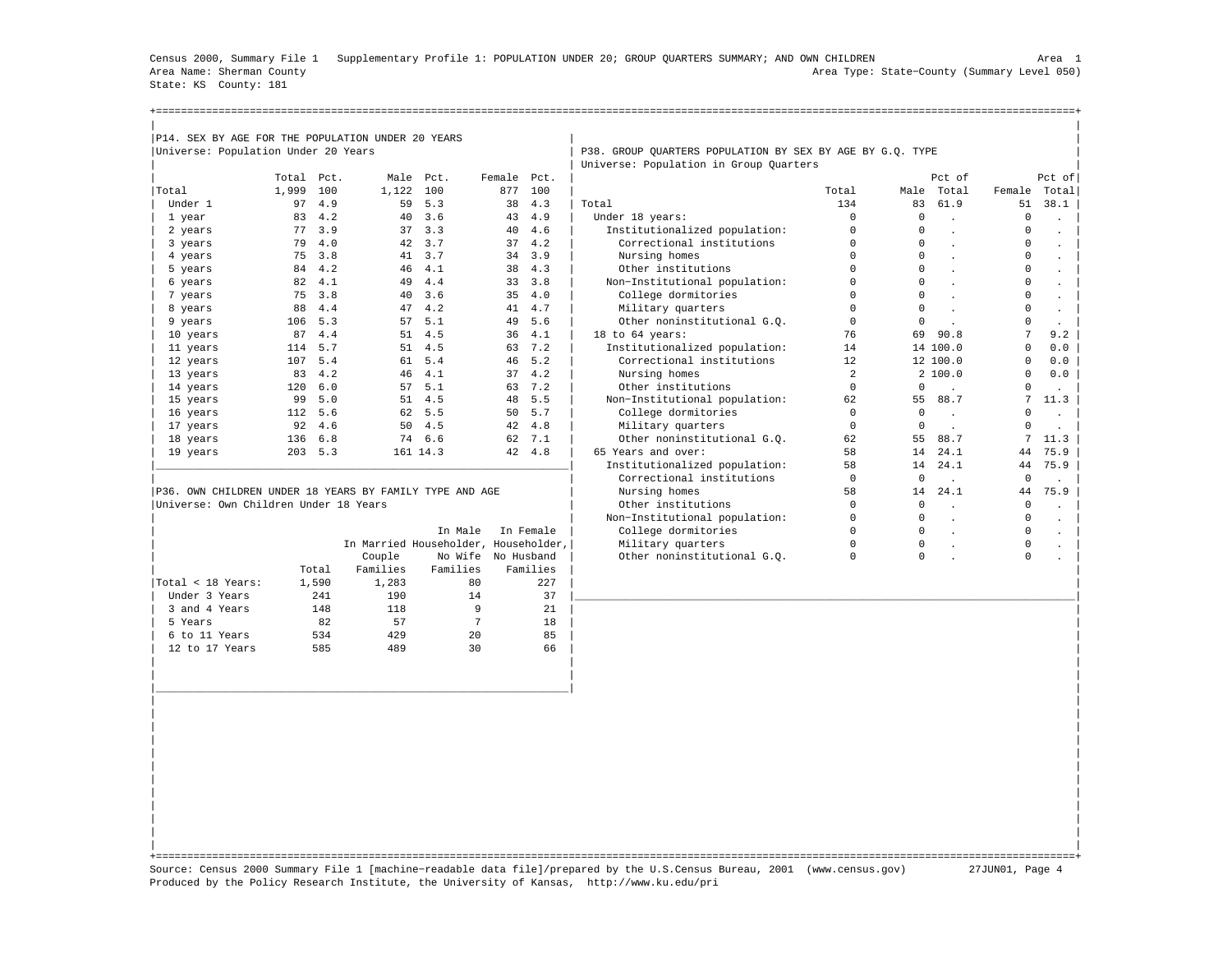Census 2000, Summary File 1 Supplementary Profile 1: POPULATION UNDER 20; GROUP QUARTERS SUMMARY; AND OWN CHILDREN

Area Name: Sherman County
State: KS County: 181
Area Type: State-County (Summary Level 050)

### P14. SEX BY AGE FOR THE POPULATION UNDER 20 YEARS

Universe: Population Under 20 Years

| | Total | Pct. | Male | Pct. | Female | Pct. |
|---|---|---|---|---|---|---|
| Total | 1,999 | 100 | 1,122 | 100 | 877 | 100 |
| Under 1 | 97 | 4.9 | 59 | 5.3 | 38 | 4.3 |
| 1 year | 83 | 4.2 | 40 | 3.6 | 43 | 4.9 |
| 2 years | 77 | 3.9 | 37 | 3.3 | 40 | 4.6 |
| 3 years | 79 | 4.0 | 42 | 3.7 | 37 | 4.2 |
| 4 years | 75 | 3.8 | 41 | 3.7 | 34 | 3.9 |
| 5 years | 84 | 4.2 | 46 | 4.1 | 38 | 4.3 |
| 6 years | 82 | 4.1 | 49 | 4.4 | 33 | 3.8 |
| 7 years | 75 | 3.8 | 40 | 3.6 | 35 | 4.0 |
| 8 years | 88 | 4.4 | 47 | 4.2 | 41 | 4.7 |
| 9 years | 106 | 5.3 | 57 | 5.1 | 49 | 5.6 |
| 10 years | 87 | 4.4 | 51 | 4.5 | 36 | 4.1 |
| 11 years | 114 | 5.7 | 51 | 4.5 | 63 | 7.2 |
| 12 years | 107 | 5.4 | 61 | 5.4 | 46 | 5.2 |
| 13 years | 83 | 4.2 | 46 | 4.1 | 37 | 4.2 |
| 14 years | 120 | 6.0 | 57 | 5.1 | 63 | 7.2 |
| 15 years | 99 | 5.0 | 51 | 4.5 | 48 | 5.5 |
| 16 years | 112 | 5.6 | 62 | 5.5 | 50 | 5.7 |
| 17 years | 92 | 4.6 | 50 | 4.5 | 42 | 4.8 |
| 18 years | 136 | 6.8 | 74 | 6.6 | 62 | 7.1 |
| 19 years | 203 | 5.3 | 161 | 14.3 | 42 | 4.8 |

### P36. OWN CHILDREN UNDER 18 YEARS BY FAMILY TYPE AND AGE

Universe: Own Children Under 18 Years

| | Total | In Married Couple Families | In Male Householder, No Wife Families | In Female Householder, No Husband Families |
|---|---|---|---|---|
| Total < 18 Years: | 1,590 | 1,283 | 80 | 227 |
| Under 3 Years | 241 | 190 | 14 | 37 |
| 3 and 4 Years | 148 | 118 | 9 | 21 |
| 5 Years | 82 | 57 | 7 | 18 |
| 6 to 11 Years | 534 | 429 | 20 | 85 |
| 12 to 17 Years | 585 | 489 | 30 | 66 |

### P38. GROUP QUARTERS POPULATION BY SEX BY AGE BY G.Q. TYPE

Universe: Population in Group Quarters

| | Total | Male | Pct of Total | Female | Pct of Total |
|---|---|---|---|---|---|
| Total | 134 | 83 | 61.9 | 51 | 38.1 |
| Under 18 years: | 0 | 0 | . | 0 | . |
| Institutionalized population: | 0 | 0 | . | 0 | . |
| Correctional institutions | 0 | 0 | . | 0 | . |
| Nursing homes | 0 | 0 | . | 0 | . |
| Other institutions | 0 | 0 | . | 0 | . |
| Non-Institutional population: | 0 | 0 | . | 0 | . |
| College dormitories | 0 | 0 | . | 0 | . |
| Military quarters | 0 | 0 | . | 0 | . |
| Other noninstitutional G.Q. | 0 | 0 | . | 0 | . |
| 18 to 64 years: | 76 | 69 | 90.8 | 7 | 9.2 |
| Institutionalized population: | 14 | 14 | 100.0 | 0 | 0.0 |
| Correctional institutions | 12 | 12 | 100.0 | 0 | 0.0 |
| Nursing homes | 2 | 2 | 100.0 | 0 | 0.0 |
| Other institutions | 0 | 0 | . | 0 | . |
| Non-Institutional population: | 62 | 55 | 88.7 | 7 | 11.3 |
| College dormitories | 0 | 0 | . | 0 | . |
| Military quarters | 0 | 0 | . | 0 | . |
| Other noninstitutional G.Q. | 62 | 55 | 88.7 | 7 | 11.3 |
| 65 Years and over: | 58 | 14 | 24.1 | 44 | 75.9 |
| Institutionalized population: | 58 | 14 | 24.1 | 44 | 75.9 |
| Correctional institutions | 0 | 0 | . | 0 | . |
| Nursing homes | 58 | 14 | 24.1 | 44 | 75.9 |
| Other institutions | 0 | 0 | . | 0 | . |
| Non-Institutional population: | 0 | 0 | . | 0 | . |
| College dormitories | 0 | 0 | . | 0 | . |
| Military quarters | 0 | 0 | . | 0 | . |
| Other noninstitutional G.Q. | 0 | 0 | . | 0 | . |

Source: Census 2000 Summary File 1 [machine-readable data file]/prepared by the U.S.Census Bureau, 2001 (www.census.gov) 27JUN01
Produced by the Policy Research Institute, the University of Kansas, http://www.ku.edu/pri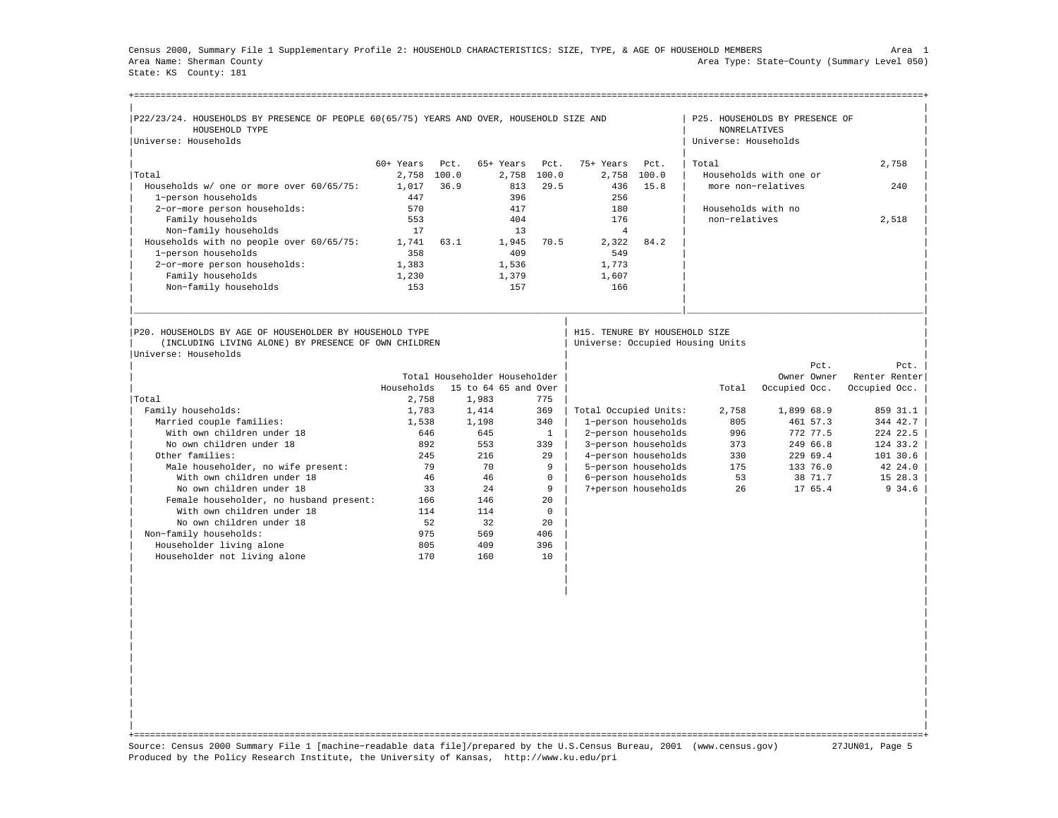Census 2000, Summary File 1 Supplementary Profile 2: HOUSEHOLD CHARACTERISTICS: SIZE, TYPE, & AGE OF HOUSEHOLD MEMBERS — Area 1
Area Name: Sherman County — Area Type: State-County (Summary Level 050)
State: KS County: 181

## P22/23/24. HOUSEHOLDS BY PRESENCE OF PEOPLE 60(65/75) YEARS AND OVER, HOUSEHOLD SIZE AND HOUSEHOLD TYPE

Universe: Households

| | 60+ Years | Pct. | 65+ Years | Pct. | 75+ Years | Pct. |
|---|---|---|---|---|---|---|
| Total | 2,758 | 100.0 | 2,758 | 100.0 | 2,758 | 100.0 |
| Households w/ one or more over 60/65/75: | 1,017 | 36.9 | 813 | 29.5 | 436 | 15.8 |
| 1-person households | 447 | | 396 | | 256 | |
| 2-or-more person households: | 570 | | 417 | | 180 | |
| Family households | 553 | | 404 | | 176 | |
| Non-family households | 17 | | 13 | | 4 | |
| Households with no people over 60/65/75: | 1,741 | 63.1 | 1,945 | 70.5 | 2,322 | 84.2 |
| 1-person households | 358 | | 409 | | 549 | |
| 2-or-more person households: | 1,383 | | 1,536 | | 1,773 | |
| Family households | 1,230 | | 1,379 | | 1,607 | |
| Non-family households | 153 | | 157 | | 166 | |

## P25. HOUSEHOLDS BY PRESENCE OF NONRELATIVES

Universe: Households

| | |
|---|---|
| Total | 2,758 |
| Households with one or more non-relatives | 240 |
| Households with no non-relatives | 2,518 |

## P20. HOUSEHOLDS BY AGE OF HOUSEHOLDER BY HOUSEHOLD TYPE (INCLUDING LIVING ALONE) BY PRESENCE OF OWN CHILDREN

Universe: Households

| | Total Households | Householder 15 to 64 | Householder 65 and Over |
|---|---|---|---|
| Total | 2,758 | 1,983 | 775 |
| Family households: | 1,783 | 1,414 | 369 |
| Married couple families: | 1,538 | 1,198 | 340 |
| With own children under 18 | 646 | 645 | 1 |
| No own children under 18 | 892 | 553 | 339 |
| Other families: | 245 | 216 | 29 |
| Male householder, no wife present: | 79 | 70 | 9 |
| With own children under 18 | 46 | 46 | 0 |
| No own children under 18 | 33 | 24 | 9 |
| Female householder, no husband present: | 166 | 146 | 20 |
| With own children under 18 | 114 | 114 | 0 |
| No own children under 18 | 52 | 32 | 20 |
| Non-family households: | 975 | 569 | 406 |
| Householder living alone | 805 | 409 | 396 |
| Householder not living alone | 170 | 160 | 10 |

## H15. TENURE BY HOUSEHOLD SIZE

Universe: Occupied Housing Units

| | Total | Owner Occupied | Pct. Owner Occ. | Renter Occupied | Pct. Renter Occ. |
|---|---|---|---|---|---|
| Total Occupied Units: | 2,758 | 1,899 | 68.9 | 859 | 31.1 |
| 1-person households | 805 | 461 | 57.3 | 344 | 42.7 |
| 2-person households | 996 | 772 | 77.5 | 224 | 22.5 |
| 3-person households | 373 | 249 | 66.8 | 124 | 33.2 |
| 4-person households | 330 | 229 | 69.4 | 101 | 30.6 |
| 5-person households | 175 | 133 | 76.0 | 42 | 24.0 |
| 6-person households | 53 | 38 | 71.7 | 15 | 28.3 |
| 7+person households | 26 | 17 | 65.4 | 9 | 34.6 |

Source: Census 2000 Summary File 1 [machine-readable data file]/prepared by the U.S.Census Bureau, 2001 (www.census.gov) 27JUN01
Produced by the Policy Research Institute, the University of Kansas, http://www.ku.edu/pri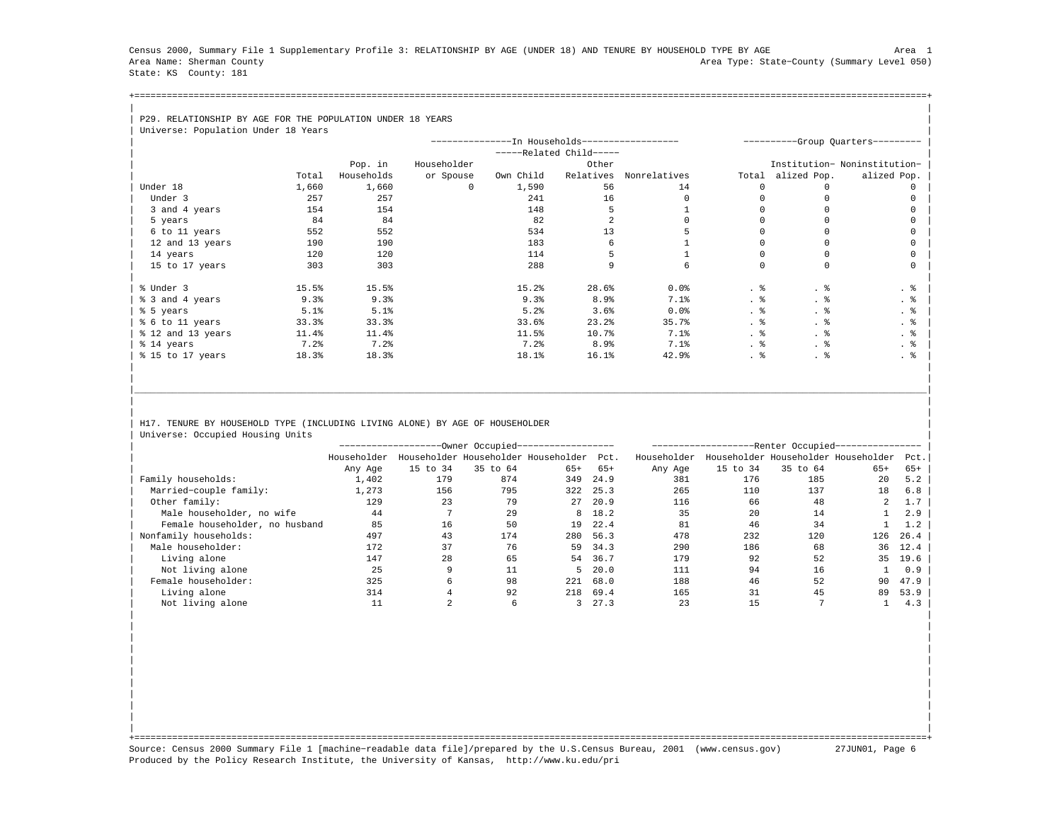Census 2000, Summary File 1 Supplementary Profile 3: RELATIONSHIP BY AGE (UNDER 18) AND TENURE BY HOUSEHOLD TYPE BY AGE  Area 1
Area Name: Sherman County  Area Type: State−County (Summary Level 050)
State: KS County: 181

## P29. RELATIONSHIP BY AGE FOR THE POPULATION UNDER 18 YEARS

Universe: Population Under 18 Years

| | | In Households | | | | | Group Quarters | | |
|---|---|---|---|---|---|---|---|---|---|
| | | | | Related Child | | | | | |
| | Total | Pop. in Households | Householder or Spouse | Own Child | Other Relatives | Nonrelatives | Total | Institutionalized Pop. | Noninstitutionalized Pop. |
| Under 18 | 1,660 | 1,660 | 0 | 1,590 | 56 | 14 | 0 | 0 | 0 |
| Under 3 | 257 | 257 | | 241 | 16 | 0 | 0 | 0 | 0 |
| 3 and 4 years | 154 | 154 | | 148 | 5 | 1 | 0 | 0 | 0 |
| 5 years | 84 | 84 | | 82 | 2 | 0 | 0 | 0 | 0 |
| 6 to 11 years | 552 | 552 | | 534 | 13 | 5 | 0 | 0 | 0 |
| 12 and 13 years | 190 | 190 | | 183 | 6 | 1 | 0 | 0 | 0 |
| 14 years | 120 | 120 | | 114 | 5 | 1 | 0 | 0 | 0 |
| 15 to 17 years | 303 | 303 | | 288 | 9 | 6 | 0 | 0 | 0 |
| % Under 3 | 15.5% | 15.5% | | 15.2% | 28.6% | 0.0% | . % | . % | . % |
| % 3 and 4 years | 9.3% | 9.3% | | 9.3% | 8.9% | 7.1% | . % | . % | . % |
| % 5 years | 5.1% | 5.1% | | 5.2% | 3.6% | 0.0% | . % | . % | . % |
| % 6 to 11 years | 33.3% | 33.3% | | 33.6% | 23.2% | 35.7% | . % | . % | . % |
| % 12 and 13 years | 11.4% | 11.4% | | 11.5% | 10.7% | 7.1% | . % | . % | . % |
| % 14 years | 7.2% | 7.2% | | 7.2% | 8.9% | 7.1% | . % | . % | . % |
| % 15 to 17 years | 18.3% | 18.3% | | 18.1% | 16.1% | 42.9% | . % | . % | . % |

## H17. TENURE BY HOUSEHOLD TYPE (INCLUDING LIVING ALONE) BY AGE OF HOUSEHOLDER

Universe: Occupied Housing Units

| | Owner Occupied | | | | | Renter Occupied | | | | |
|---|---|---|---|---|---|---|---|---|---|---|
| | Householder Any Age | Householder 15 to 34 | Householder 35 to 64 | Householder 65+ | Pct. 65+ | Householder Any Age | Householder 15 to 34 | Householder 35 to 64 | Householder 65+ | Pct. 65+ |
| Family households: | 1,402 | 179 | 874 | 349 | 24.9 | 381 | 176 | 185 | 20 | 5.2 |
| Married−couple family: | 1,273 | 156 | 795 | 322 | 25.3 | 265 | 110 | 137 | 18 | 6.8 |
| Other family: | 129 | 23 | 79 | 27 | 20.9 | 116 | 66 | 48 | 2 | 1.7 |
| Male householder, no wife | 44 | 7 | 29 | 8 | 18.2 | 35 | 20 | 14 | 1 | 2.9 |
| Female householder, no husband | 85 | 16 | 50 | 19 | 22.4 | 81 | 46 | 34 | 1 | 1.2 |
| Nonfamily households: | 497 | 43 | 174 | 280 | 56.3 | 478 | 232 | 120 | 126 | 26.4 |
| Male householder: | 172 | 37 | 76 | 59 | 34.3 | 290 | 186 | 68 | 36 | 12.4 |
| Living alone | 147 | 28 | 65 | 54 | 36.7 | 179 | 92 | 52 | 35 | 19.6 |
| Not living alone | 25 | 9 | 11 | 5 | 20.0 | 111 | 94 | 16 | 1 | 0.9 |
| Female householder: | 325 | 6 | 98 | 221 | 68.0 | 188 | 46 | 52 | 90 | 47.9 |
| Living alone | 314 | 4 | 92 | 218 | 69.4 | 165 | 31 | 45 | 89 | 53.9 |
| Not living alone | 11 | 2 | 6 | 3 | 27.3 | 23 | 15 | 7 | 1 | 4.3 |

Source: Census 2000 Summary File 1 [machine−readable data file]/prepared by the U.S.Census Bureau, 2001 (www.census.gov) 27JUN01
Produced by the Policy Research Institute, the University of Kansas, http://www.ku.edu/pri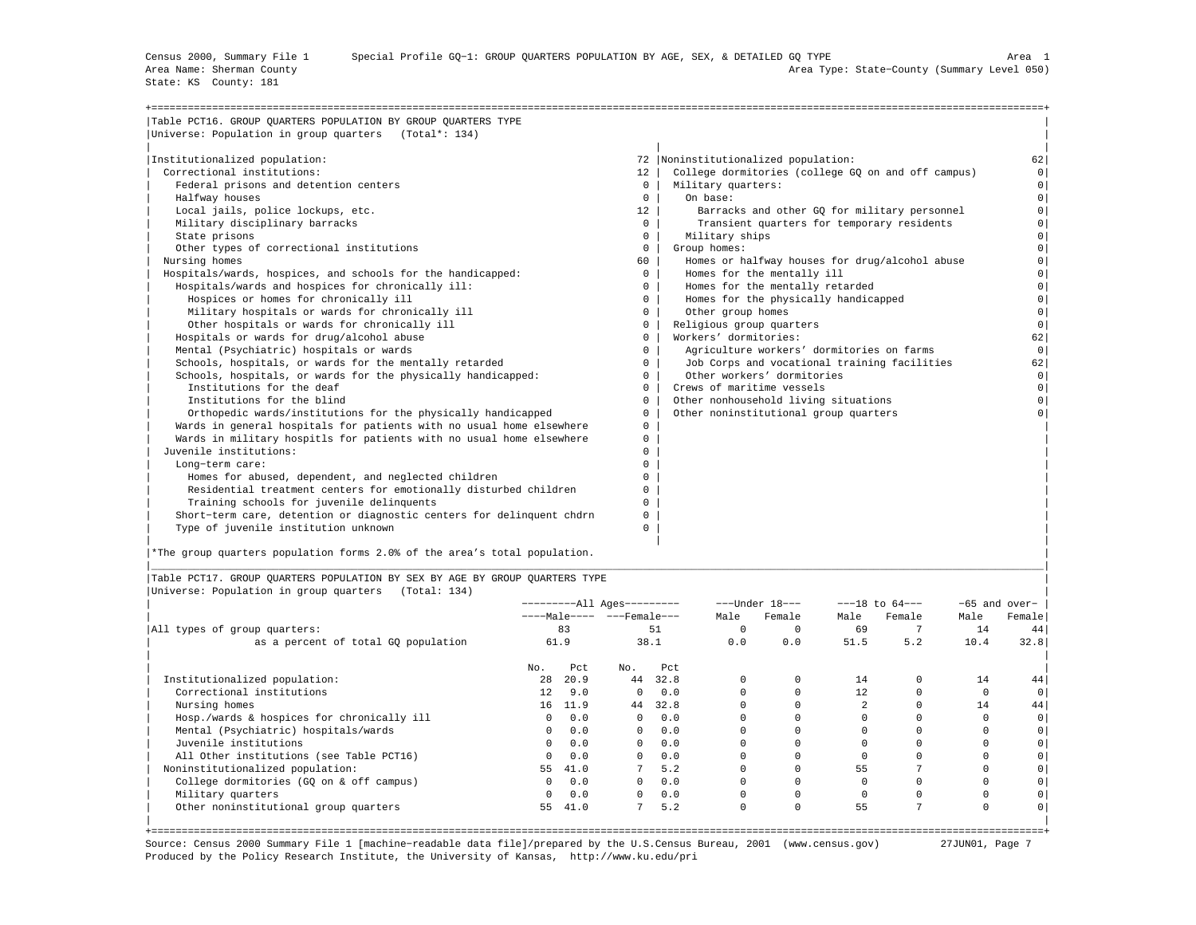Census 2000, Summary File 1 Special Profile GQ-1: GROUP QUARTERS POPULATION BY AGE, SEX, & DETAILED GQ TYPE Area 1
Area Name: Sherman County Area Type: State-County (Summary Level 050)
State: KS County: 181

## Table PCT16. GROUP QUARTERS POPULATION BY GROUP QUARTERS TYPE

Universe: Population in group quarters (Total*: 134)

| Institutionalized population: | 72 | Noninstitutionalized population: | 62 |
|---|---|---|---|
| Correctional institutions: | 12 | College dormitories (college GQ on and off campus) | 0 |
| Federal prisons and detention centers | 0 | Military quarters: | 0 |
| Halfway houses | 0 | On base: | 0 |
| Local jails, police lockups, etc. | 12 | Barracks and other GQ for military personnel | 0 |
| Military disciplinary barracks | 0 | Transient quarters for temporary residents | 0 |
| State prisons | 0 | Military ships | 0 |
| Other types of correctional institutions | 0 | Group homes: | 0 |
| Nursing homes | 60 | Homes or halfway houses for drug/alcohol abuse | 0 |
| Hospitals/wards, hospices, and schools for the handicapped: | 0 | Homes for the mentally ill | 0 |
| Hospitals/wards and hospices for chronically ill: | 0 | Homes for the mentally retarded | 0 |
| Hospices or homes for chronically ill | 0 | Homes for the physically handicapped | 0 |
| Military hospitals or wards for chronically ill | 0 | Other group homes | 0 |
| Other hospitals or wards for chronically ill | 0 | Religious group quarters | 0 |
| Hospitals or wards for drug/alcohol abuse | 0 | Workers' dormitories: | 62 |
| Mental (Psychiatric) hospitals or wards | 0 | Agriculture workers' dormitories on farms | 0 |
| Schools, hospitals, or wards for the mentally retarded | 0 | Job Corps and vocational training facilities | 62 |
| Schools, hospitals, or wards for the physically handicapped: | 0 | Other workers' dormitories | 0 |
| Institutions for the deaf | 0 | Crews of maritime vessels | 0 |
| Institutions for the blind | 0 | Other nonhousehold living situations | 0 |
| Orthopedic wards/institutions for the physically handicapped | 0 | Other noninstitutional group quarters | 0 |
| Wards in general hospitals for patients with no usual home elsewhere | 0 | | |
| Wards in military hospitls for patients with no usual home elsewhere | 0 | | |
| Juvenile institutions: | 0 | | |
| Long-term care: | 0 | | |
| Homes for abused, dependent, and neglected children | 0 | | |
| Residential treatment centers for emotionally disturbed children | 0 | | |
| Training schools for juvenile delinquents | 0 | | |
| Short-term care, detention or diagnostic centers for delinquent chdrn | 0 | | |
| Type of juvenile institution unknown | 0 | | |

*The group quarters population forms 2.0% of the area's total population.

## Table PCT17. GROUP QUARTERS POPULATION BY SEX BY AGE BY GROUP QUARTERS TYPE

Universe: Population in group quarters (Total: 134)

| | All Ages | | | | Under 18 | | 18 to 64 | | 65 and over | |
|---|---|---|---|---|---|---|---|---|---|---|
| | Male | | Female | | Male | Female | Male | Female | Male | Female |
| All types of group quarters: | 83 | | 51 | | 0 | 0 | 69 | 7 | 14 | 44 |
| as a percent of total GQ population | 61.9 | | 38.1 | | 0.0 | 0.0 | 51.5 | 5.2 | 10.4 | 32.8 |
| | No. | Pct | No. | Pct | | | | | | |
| Institutionalized population: | 28 | 20.9 | 44 | 32.8 | 0 | 0 | 14 | 0 | 14 | 44 |
| Correctional institutions | 12 | 9.0 | 0 | 0.0 | 0 | 0 | 12 | 0 | 0 | 0 |
| Nursing homes | 16 | 11.9 | 44 | 32.8 | 0 | 0 | 2 | 0 | 14 | 44 |
| Hosp./wards & hospices for chronically ill | 0 | 0.0 | 0 | 0.0 | 0 | 0 | 0 | 0 | 0 | 0 |
| Mental (Psychiatric) hospitals/wards | 0 | 0.0 | 0 | 0.0 | 0 | 0 | 0 | 0 | 0 | 0 |
| Juvenile institutions | 0 | 0.0 | 0 | 0.0 | 0 | 0 | 0 | 0 | 0 | 0 |
| All Other institutions (see Table PCT16) | 0 | 0.0 | 0 | 0.0 | 0 | 0 | 0 | 0 | 0 | 0 |
| Noninstitutionalized population: | 55 | 41.0 | 7 | 5.2 | 0 | 0 | 55 | 7 | 0 | 0 |
| College dormitories (GQ on & off campus) | 0 | 0.0 | 0 | 0.0 | 0 | 0 | 0 | 0 | 0 | 0 |
| Military quarters | 0 | 0.0 | 0 | 0.0 | 0 | 0 | 0 | 0 | 0 | 0 |
| Other noninstitutional group quarters | 55 | 41.0 | 7 | 5.2 | 0 | 0 | 55 | 7 | 0 | 0 |

Source: Census 2000 Summary File 1 [machine-readable data file]/prepared by the U.S.Census Bureau, 2001 (www.census.gov) 27JUN01
Produced by the Policy Research Institute, the University of Kansas, http://www.ku.edu/pri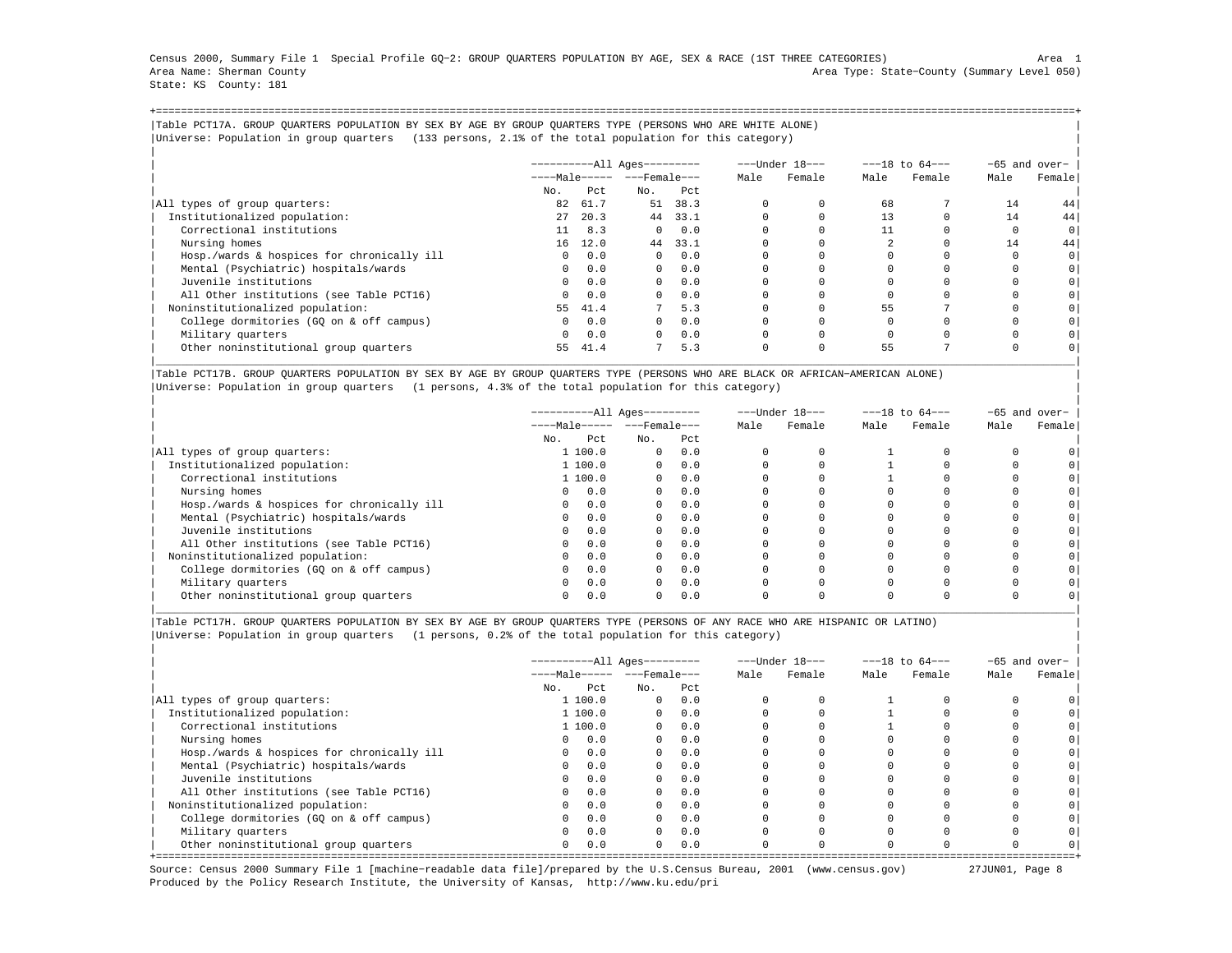Census 2000, Summary File 1 Special Profile GQ-2: GROUP QUARTERS POPULATION BY AGE, SEX & RACE (1ST THREE CATEGORIES) Area 1
Area Name: Sherman County Area Type: State-County (Summary Level 050)
State: KS County: 181

## Table PCT17A. GROUP QUARTERS POPULATION BY SEX BY AGE BY GROUP QUARTERS TYPE (PERSONS WHO ARE WHITE ALONE)

Universe: Population in group quarters (133 persons, 2.1% of the total population for this category)

| | All Ages | | | | Under 18 | | 18 to 64 | | 65 and over | |
|---|---|---|---|---|---|---|---|---|---|---|
| | Male | | Female | | Male | Female | Male | Female | Male | Female |
| | No. | Pct | No. | Pct | | | | | | |
| All types of group quarters: | 82 | 61.7 | 51 | 38.3 | 0 | 0 | 68 | 7 | 14 | 44 |
| Institutionalized population: | 27 | 20.3 | 44 | 33.1 | 0 | 0 | 13 | 0 | 14 | 44 |
| Correctional institutions | 11 | 8.3 | 0 | 0.0 | 0 | 0 | 11 | 0 | 0 | 0 |
| Nursing homes | 16 | 12.0 | 44 | 33.1 | 0 | 0 | 2 | 0 | 14 | 44 |
| Hosp./wards & hospices for chronically ill | 0 | 0.0 | 0 | 0.0 | 0 | 0 | 0 | 0 | 0 | 0 |
| Mental (Psychiatric) hospitals/wards | 0 | 0.0 | 0 | 0.0 | 0 | 0 | 0 | 0 | 0 | 0 |
| Juvenile institutions | 0 | 0.0 | 0 | 0.0 | 0 | 0 | 0 | 0 | 0 | 0 |
| All Other institutions (see Table PCT16) | 0 | 0.0 | 0 | 0.0 | 0 | 0 | 0 | 0 | 0 | 0 |
| Noninstitutionalized population: | 55 | 41.4 | 7 | 5.3 | 0 | 0 | 55 | 7 | 0 | 0 |
| College dormitories (GQ on & off campus) | 0 | 0.0 | 0 | 0.0 | 0 | 0 | 0 | 0 | 0 | 0 |
| Military quarters | 0 | 0.0 | 0 | 0.0 | 0 | 0 | 0 | 0 | 0 | 0 |
| Other noninstitutional group quarters | 55 | 41.4 | 7 | 5.3 | 0 | 0 | 55 | 7 | 0 | 0 |

## Table PCT17B. GROUP QUARTERS POPULATION BY SEX BY AGE BY GROUP QUARTERS TYPE (PERSONS WHO ARE BLACK OR AFRICAN-AMERICAN ALONE)

Universe: Population in group quarters (1 persons, 4.3% of the total population for this category)

| | All Ages | | | | Under 18 | | 18 to 64 | | 65 and over | |
|---|---|---|---|---|---|---|---|---|---|---|
| | Male | | Female | | Male | Female | Male | Female | Male | Female |
| | No. | Pct | No. | Pct | | | | | | |
| All types of group quarters: | 1 | 100.0 | 0 | 0.0 | 0 | 0 | 1 | 0 | 0 | 0 |
| Institutionalized population: | 1 | 100.0 | 0 | 0.0 | 0 | 0 | 1 | 0 | 0 | 0 |
| Correctional institutions | 1 | 100.0 | 0 | 0.0 | 0 | 0 | 1 | 0 | 0 | 0 |
| Nursing homes | 0 | 0.0 | 0 | 0.0 | 0 | 0 | 0 | 0 | 0 | 0 |
| Hosp./wards & hospices for chronically ill | 0 | 0.0 | 0 | 0.0 | 0 | 0 | 0 | 0 | 0 | 0 |
| Mental (Psychiatric) hospitals/wards | 0 | 0.0 | 0 | 0.0 | 0 | 0 | 0 | 0 | 0 | 0 |
| Juvenile institutions | 0 | 0.0 | 0 | 0.0 | 0 | 0 | 0 | 0 | 0 | 0 |
| All Other institutions (see Table PCT16) | 0 | 0.0 | 0 | 0.0 | 0 | 0 | 0 | 0 | 0 | 0 |
| Noninstitutionalized population: | 0 | 0.0 | 0 | 0.0 | 0 | 0 | 0 | 0 | 0 | 0 |
| College dormitories (GQ on & off campus) | 0 | 0.0 | 0 | 0.0 | 0 | 0 | 0 | 0 | 0 | 0 |
| Military quarters | 0 | 0.0 | 0 | 0.0 | 0 | 0 | 0 | 0 | 0 | 0 |
| Other noninstitutional group quarters | 0 | 0.0 | 0 | 0.0 | 0 | 0 | 0 | 0 | 0 | 0 |

## Table PCT17H. GROUP QUARTERS POPULATION BY SEX BY AGE BY GROUP QUARTERS TYPE (PERSONS OF ANY RACE WHO ARE HISPANIC OR LATINO)

Universe: Population in group quarters (1 persons, 0.2% of the total population for this category)

| | All Ages | | | | Under 18 | | 18 to 64 | | 65 and over | |
|---|---|---|---|---|---|---|---|---|---|---|
| | Male | | Female | | Male | Female | Male | Female | Male | Female |
| | No. | Pct | No. | Pct | | | | | | |
| All types of group quarters: | 1 | 100.0 | 0 | 0.0 | 0 | 0 | 1 | 0 | 0 | 0 |
| Institutionalized population: | 1 | 100.0 | 0 | 0.0 | 0 | 0 | 1 | 0 | 0 | 0 |
| Correctional institutions | 1 | 100.0 | 0 | 0.0 | 0 | 0 | 1 | 0 | 0 | 0 |
| Nursing homes | 0 | 0.0 | 0 | 0.0 | 0 | 0 | 0 | 0 | 0 | 0 |
| Hosp./wards & hospices for chronically ill | 0 | 0.0 | 0 | 0.0 | 0 | 0 | 0 | 0 | 0 | 0 |
| Mental (Psychiatric) hospitals/wards | 0 | 0.0 | 0 | 0.0 | 0 | 0 | 0 | 0 | 0 | 0 |
| Juvenile institutions | 0 | 0.0 | 0 | 0.0 | 0 | 0 | 0 | 0 | 0 | 0 |
| All Other institutions (see Table PCT16) | 0 | 0.0 | 0 | 0.0 | 0 | 0 | 0 | 0 | 0 | 0 |
| Noninstitutionalized population: | 0 | 0.0 | 0 | 0.0 | 0 | 0 | 0 | 0 | 0 | 0 |
| College dormitories (GQ on & off campus) | 0 | 0.0 | 0 | 0.0 | 0 | 0 | 0 | 0 | 0 | 0 |
| Military quarters | 0 | 0.0 | 0 | 0.0 | 0 | 0 | 0 | 0 | 0 | 0 |
| Other noninstitutional group quarters | 0 | 0.0 | 0 | 0.0 | 0 | 0 | 0 | 0 | 0 | 0 |

Source: Census 2000 Summary File 1 [machine-readable data file]/prepared by the U.S.Census Bureau, 2001 (www.census.gov) 27JUN01
Produced by the Policy Research Institute, the University of Kansas, http://www.ku.edu/pri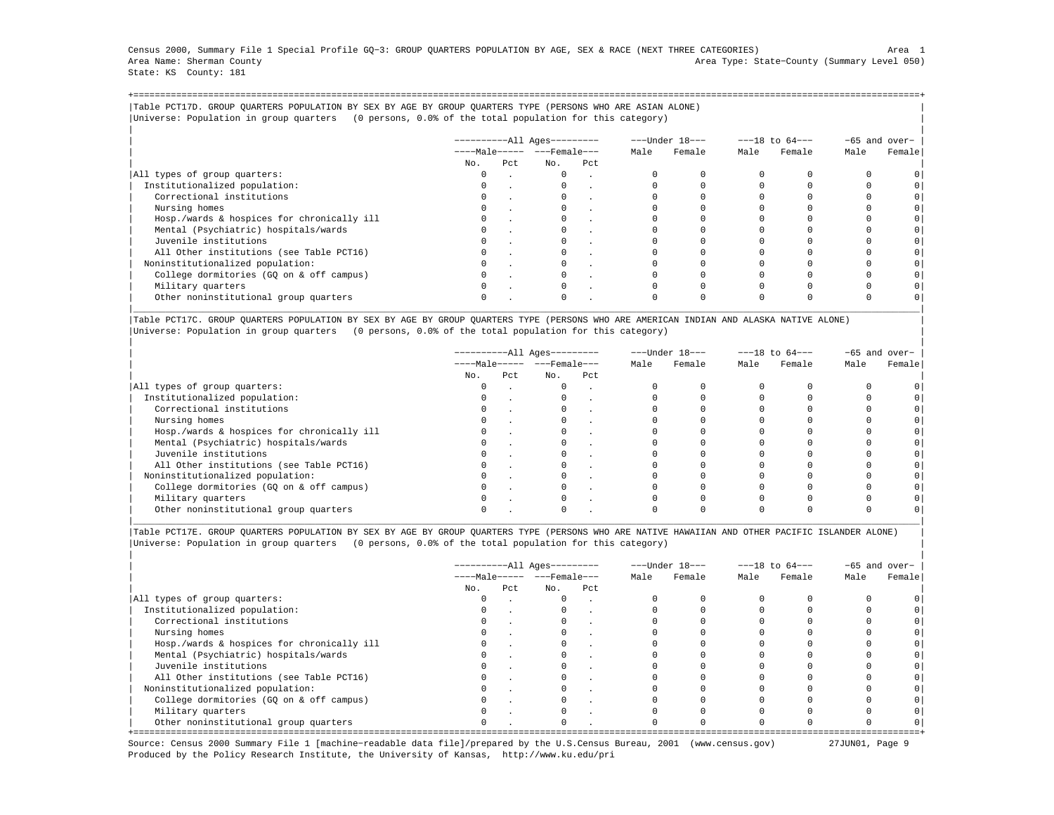Census 2000, Summary File 1 Special Profile GQ-3: GROUP QUARTERS POPULATION BY AGE, SEX & RACE (NEXT THREE CATEGORIES)

Area Name: Sherman County — Area Type: State-County (Summary Level 050)

State: KS County: 181

## Table PCT17D. GROUP QUARTERS POPULATION BY SEX BY AGE BY GROUP QUARTERS TYPE (PERSONS WHO ARE ASIAN ALONE)

Universe: Population in group quarters (0 persons, 0.0% of the total population for this category)

| | All Ages | | | | Under 18 | | 18 to 64 | | 65 and over | |
|---|---|---|---|---|---|---|---|---|---|---|
| | Male | | Female | | Male | Female | Male | Female | Male | Female |
| | No. | Pct | No. | Pct | | | | | | |
| All types of group quarters: | 0 | . | 0 | . | 0 | 0 | 0 | 0 | 0 | 0 |
| Institutionalized population: | 0 | . | 0 | . | 0 | 0 | 0 | 0 | 0 | 0 |
| Correctional institutions | 0 | . | 0 | . | 0 | 0 | 0 | 0 | 0 | 0 |
| Nursing homes | 0 | . | 0 | . | 0 | 0 | 0 | 0 | 0 | 0 |
| Hosp./wards & hospices for chronically ill | 0 | . | 0 | . | 0 | 0 | 0 | 0 | 0 | 0 |
| Mental (Psychiatric) hospitals/wards | 0 | . | 0 | . | 0 | 0 | 0 | 0 | 0 | 0 |
| Juvenile institutions | 0 | . | 0 | . | 0 | 0 | 0 | 0 | 0 | 0 |
| All Other institutions (see Table PCT16) | 0 | . | 0 | . | 0 | 0 | 0 | 0 | 0 | 0 |
| Noninstitutionalized population: | 0 | . | 0 | . | 0 | 0 | 0 | 0 | 0 | 0 |
| College dormitories (GQ on & off campus) | 0 | . | 0 | . | 0 | 0 | 0 | 0 | 0 | 0 |
| Military quarters | 0 | . | 0 | . | 0 | 0 | 0 | 0 | 0 | 0 |
| Other noninstitutional group quarters | 0 | . | 0 | . | 0 | 0 | 0 | 0 | 0 | 0 |

## Table PCT17C. GROUP QUARTERS POPULATION BY SEX BY AGE BY GROUP QUARTERS TYPE (PERSONS WHO ARE AMERICAN INDIAN AND ALASKA NATIVE ALONE)

Universe: Population in group quarters (0 persons, 0.0% of the total population for this category)

| | All Ages | | | | Under 18 | | 18 to 64 | | 65 and over | |
|---|---|---|---|---|---|---|---|---|---|---|
| | Male | | Female | | Male | Female | Male | Female | Male | Female |
| | No. | Pct | No. | Pct | | | | | | |
| All types of group quarters: | 0 | . | 0 | . | 0 | 0 | 0 | 0 | 0 | 0 |
| Institutionalized population: | 0 | . | 0 | . | 0 | 0 | 0 | 0 | 0 | 0 |
| Correctional institutions | 0 | . | 0 | . | 0 | 0 | 0 | 0 | 0 | 0 |
| Nursing homes | 0 | . | 0 | . | 0 | 0 | 0 | 0 | 0 | 0 |
| Hosp./wards & hospices for chronically ill | 0 | . | 0 | . | 0 | 0 | 0 | 0 | 0 | 0 |
| Mental (Psychiatric) hospitals/wards | 0 | . | 0 | . | 0 | 0 | 0 | 0 | 0 | 0 |
| Juvenile institutions | 0 | . | 0 | . | 0 | 0 | 0 | 0 | 0 | 0 |
| All Other institutions (see Table PCT16) | 0 | . | 0 | . | 0 | 0 | 0 | 0 | 0 | 0 |
| Noninstitutionalized population: | 0 | . | 0 | . | 0 | 0 | 0 | 0 | 0 | 0 |
| College dormitories (GQ on & off campus) | 0 | . | 0 | . | 0 | 0 | 0 | 0 | 0 | 0 |
| Military quarters | 0 | . | 0 | . | 0 | 0 | 0 | 0 | 0 | 0 |
| Other noninstitutional group quarters | 0 | . | 0 | . | 0 | 0 | 0 | 0 | 0 | 0 |

## Table PCT17E. GROUP QUARTERS POPULATION BY SEX BY AGE BY GROUP QUARTERS TYPE (PERSONS WHO ARE NATIVE HAWAIIAN AND OTHER PACIFIC ISLANDER ALONE)

Universe: Population in group quarters (0 persons, 0.0% of the total population for this category)

| | All Ages | | | | Under 18 | | 18 to 64 | | 65 and over | |
|---|---|---|---|---|---|---|---|---|---|---|
| | Male | | Female | | Male | Female | Male | Female | Male | Female |
| | No. | Pct | No. | Pct | | | | | | |
| All types of group quarters: | 0 | . | 0 | . | 0 | 0 | 0 | 0 | 0 | 0 |
| Institutionalized population: | 0 | . | 0 | . | 0 | 0 | 0 | 0 | 0 | 0 |
| Correctional institutions | 0 | . | 0 | . | 0 | 0 | 0 | 0 | 0 | 0 |
| Nursing homes | 0 | . | 0 | . | 0 | 0 | 0 | 0 | 0 | 0 |
| Hosp./wards & hospices for chronically ill | 0 | . | 0 | . | 0 | 0 | 0 | 0 | 0 | 0 |
| Mental (Psychiatric) hospitals/wards | 0 | . | 0 | . | 0 | 0 | 0 | 0 | 0 | 0 |
| Juvenile institutions | 0 | . | 0 | . | 0 | 0 | 0 | 0 | 0 | 0 |
| All Other institutions (see Table PCT16) | 0 | . | 0 | . | 0 | 0 | 0 | 0 | 0 | 0 |
| Noninstitutionalized population: | 0 | . | 0 | . | 0 | 0 | 0 | 0 | 0 | 0 |
| College dormitories (GQ on & off campus) | 0 | . | 0 | . | 0 | 0 | 0 | 0 | 0 | 0 |
| Military quarters | 0 | . | 0 | . | 0 | 0 | 0 | 0 | 0 | 0 |
| Other noninstitutional group quarters | 0 | . | 0 | . | 0 | 0 | 0 | 0 | 0 | 0 |

Source: Census 2000 Summary File 1 [machine-readable data file]/prepared by the U.S.Census Bureau, 2001 (www.census.gov) 27JUN01

Produced by the Policy Research Institute, the University of Kansas, http://www.ku.edu/pri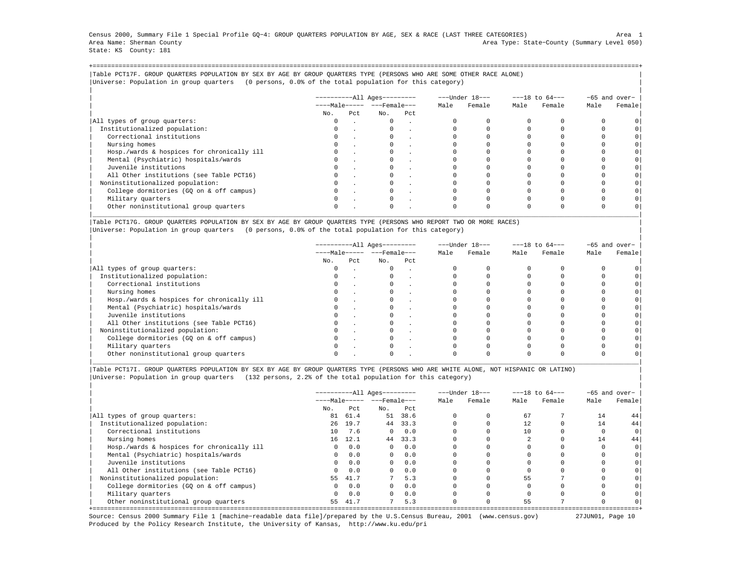Census 2000, Summary File 1 Special Profile GQ-4: GROUP QUARTERS POPULATION BY AGE, SEX & RACE (LAST THREE CATEGORIES) Area 1
Area Name: Sherman County Area Type: State-County (Summary Level 050)
State: KS County: 181

## Table PCT17F. GROUP QUARTERS POPULATION BY SEX BY AGE BY GROUP QUARTERS TYPE (PERSONS WHO ARE SOME OTHER RACE ALONE)

Universe: Population in group quarters (0 persons, 0.0% of the total population for this category)

| | All Ages | | | | Under 18 | | 18 to 64 | | 65 and over | |
|---|---|---|---|---|---|---|---|---|---|---|
| | Male | | Female | | Male | Female | Male | Female | Male | Female |
| | No. | Pct | No. | Pct | | | | | | |
| All types of group quarters: | 0 | . | 0 | . | 0 | 0 | 0 | 0 | 0 | 0 |
| Institutionalized population: | 0 | . | 0 | . | 0 | 0 | 0 | 0 | 0 | 0 |
| Correctional institutions | 0 | . | 0 | . | 0 | 0 | 0 | 0 | 0 | 0 |
| Nursing homes | 0 | . | 0 | . | 0 | 0 | 0 | 0 | 0 | 0 |
| Hosp./wards & hospices for chronically ill | 0 | . | 0 | . | 0 | 0 | 0 | 0 | 0 | 0 |
| Mental (Psychiatric) hospitals/wards | 0 | . | 0 | . | 0 | 0 | 0 | 0 | 0 | 0 |
| Juvenile institutions | 0 | . | 0 | . | 0 | 0 | 0 | 0 | 0 | 0 |
| All Other institutions (see Table PCT16) | 0 | . | 0 | . | 0 | 0 | 0 | 0 | 0 | 0 |
| Noninstitutionalized population: | 0 | . | 0 | . | 0 | 0 | 0 | 0 | 0 | 0 |
| College dormitories (GQ on & off campus) | 0 | . | 0 | . | 0 | 0 | 0 | 0 | 0 | 0 |
| Military quarters | 0 | . | 0 | . | 0 | 0 | 0 | 0 | 0 | 0 |
| Other noninstitutional group quarters | 0 | . | 0 | . | 0 | 0 | 0 | 0 | 0 | 0 |

## Table PCT17G. GROUP QUARTERS POPULATION BY SEX BY AGE BY GROUP QUARTERS TYPE (PERSONS WHO REPORT TWO OR MORE RACES)

Universe: Population in group quarters (0 persons, 0.0% of the total population for this category)

| | All Ages | | | | Under 18 | | 18 to 64 | | 65 and over | |
|---|---|---|---|---|---|---|---|---|---|---|
| | Male | | Female | | Male | Female | Male | Female | Male | Female |
| | No. | Pct | No. | Pct | | | | | | |
| All types of group quarters: | 0 | . | 0 | . | 0 | 0 | 0 | 0 | 0 | 0 |
| Institutionalized population: | 0 | . | 0 | . | 0 | 0 | 0 | 0 | 0 | 0 |
| Correctional institutions | 0 | . | 0 | . | 0 | 0 | 0 | 0 | 0 | 0 |
| Nursing homes | 0 | . | 0 | . | 0 | 0 | 0 | 0 | 0 | 0 |
| Hosp./wards & hospices for chronically ill | 0 | . | 0 | . | 0 | 0 | 0 | 0 | 0 | 0 |
| Mental (Psychiatric) hospitals/wards | 0 | . | 0 | . | 0 | 0 | 0 | 0 | 0 | 0 |
| Juvenile institutions | 0 | . | 0 | . | 0 | 0 | 0 | 0 | 0 | 0 |
| All Other institutions (see Table PCT16) | 0 | . | 0 | . | 0 | 0 | 0 | 0 | 0 | 0 |
| Noninstitutionalized population: | 0 | . | 0 | . | 0 | 0 | 0 | 0 | 0 | 0 |
| College dormitories (GQ on & off campus) | 0 | . | 0 | . | 0 | 0 | 0 | 0 | 0 | 0 |
| Military quarters | 0 | . | 0 | . | 0 | 0 | 0 | 0 | 0 | 0 |
| Other noninstitutional group quarters | 0 | . | 0 | . | 0 | 0 | 0 | 0 | 0 | 0 |

## Table PCT17I. GROUP QUARTERS POPULATION BY SEX BY AGE BY GROUP QUARTERS TYPE (PERSONS WHO ARE WHITE ALONE, NOT HISPANIC OR LATINO)

Universe: Population in group quarters (132 persons, 2.2% of the total population for this category)

| | All Ages | | | | Under 18 | | 18 to 64 | | 65 and over | |
|---|---|---|---|---|---|---|---|---|---|---|
| | Male | | Female | | Male | Female | Male | Female | Male | Female |
| | No. | Pct | No. | Pct | | | | | | |
| All types of group quarters: | 81 | 61.4 | 51 | 38.6 | 0 | 0 | 67 | 7 | 14 | 44 |
| Institutionalized population: | 26 | 19.7 | 44 | 33.3 | 0 | 0 | 12 | 0 | 14 | 44 |
| Correctional institutions | 10 | 7.6 | 0 | 0.0 | 0 | 0 | 10 | 0 | 0 | 0 |
| Nursing homes | 16 | 12.1 | 44 | 33.3 | 0 | 0 | 2 | 0 | 14 | 44 |
| Hosp./wards & hospices for chronically ill | 0 | 0.0 | 0 | 0.0 | 0 | 0 | 0 | 0 | 0 | 0 |
| Mental (Psychiatric) hospitals/wards | 0 | 0.0 | 0 | 0.0 | 0 | 0 | 0 | 0 | 0 | 0 |
| Juvenile institutions | 0 | 0.0 | 0 | 0.0 | 0 | 0 | 0 | 0 | 0 | 0 |
| All Other institutions (see Table PCT16) | 0 | 0.0 | 0 | 0.0 | 0 | 0 | 0 | 0 | 0 | 0 |
| Noninstitutionalized population: | 55 | 41.7 | 7 | 5.3 | 0 | 0 | 55 | 7 | 0 | 0 |
| College dormitories (GQ on & off campus) | 0 | 0.0 | 0 | 0.0 | 0 | 0 | 0 | 0 | 0 | 0 |
| Military quarters | 0 | 0.0 | 0 | 0.0 | 0 | 0 | 0 | 0 | 0 | 0 |
| Other noninstitutional group quarters | 55 | 41.7 | 7 | 5.3 | 0 | 0 | 55 | 7 | 0 | 0 |

Source: Census 2000 Summary File 1 [machine-readable data file]/prepared by the U.S.Census Bureau, 2001 (www.census.gov) 27JUN01
Produced by the Policy Research Institute, the University of Kansas, http://www.ku.edu/pri